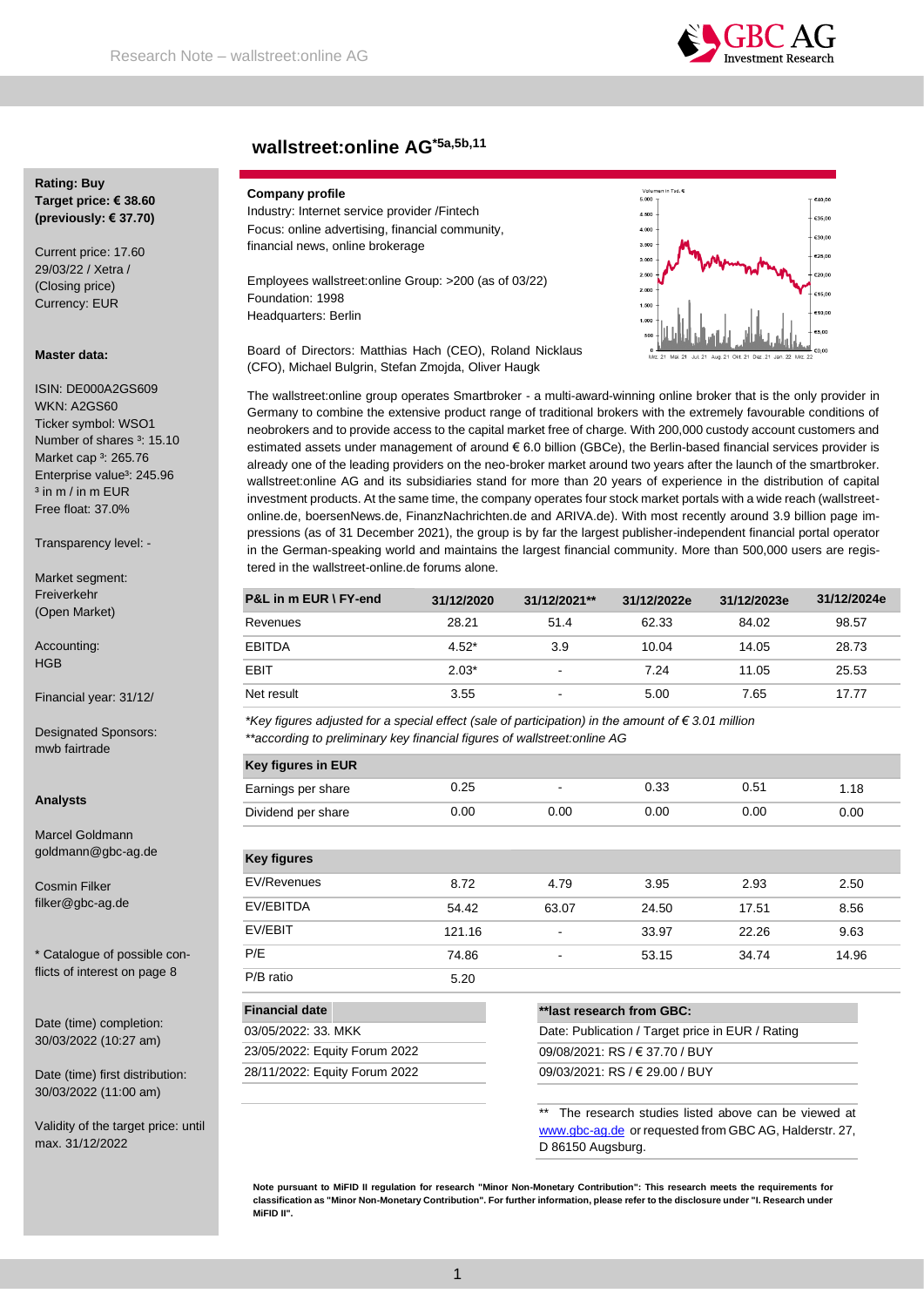# wallstreet:online AG*5a,5b,11

**Rating: Buy**
**Target price: € 38.60**
**(previously: € 37.70)**

Current price: 17.60
29/03/22 / Xetra /
(Closing price)
Currency: EUR

**Master data:**

ISIN: DE000A2GS609
WKN: A2GS60
Ticker symbol: WSO1
Number of shares ³: 15.10
Market cap ³: 265.76
Enterprise value³: 245.96
³ in m / in m EUR
Free float: 37.0%

Transparency level: -

Market segment:
Freiverkehr
(Open Market)

Accounting:
HGB

Financial year: 31/12/

Designated Sponsors:
mwb fairtrade

**Analysts**

Marcel Goldmann
goldmann@gbc-ag.de

Cosmin Filker
filker@gbc-ag.de

* Catalogue of possible conflicts of interest on page 8

Date (time) completion:
30/03/2022 (10:27 am)

Date (time) first distribution:
30/03/2022 (11:00 am)

Validity of the target price: until max. 31/12/2022

**Company profile**
Industry: Internet service provider /Fintech
Focus: online advertising, financial community, financial news, online brokerage

Employees wallstreet:online Group: >200 (as of 03/22)
Foundation: 1998
Headquarters: Berlin

Board of Directors: Matthias Hach (CEO), Roland Nicklaus (CFO), Michael Bulgrin, Stefan Zmojda, Oliver Haugk

The wallstreet:online group operates Smartbroker - a multi-award-winning online broker that is the only provider in Germany to combine the extensive product range of traditional brokers with the extremely favourable conditions of neobrokers and to provide access to the capital market free of charge. With 200,000 custody account customers and estimated assets under management of around € 6.0 billion (GBCe), the Berlin-based financial services provider is already one of the leading providers on the neo-broker market around two years after the launch of the smartbroker. wallstreet:online AG and its subsidiaries stand for more than 20 years of experience in the distribution of capital investment products. At the same time, the company operates four stock market portals with a wide reach (wallstreet-online.de, boersenNews.de, FinanzNachrichten.de and ARIVA.de). With most recently around 3.9 billion page impressions (as of 31 December 2021), the group is by far the largest publisher-independent financial portal operator in the German-speaking world and maintains the largest financial community. More than 500,000 users are registered in the wallstreet-online.de forums alone.

| P&L in m EUR \ FY-end | 31/12/2020 | 31/12/2021** | 31/12/2022e | 31/12/2023e | 31/12/2024e |
|---|---|---|---|---|---|
| Revenues | 28.21 | 51.4 | 62.33 | 84.02 | 98.57 |
| EBITDA | 4.52* | 3.9 | 10.04 | 14.05 | 28.73 |
| EBIT | 2.03* | - | 7.24 | 11.05 | 25.53 |
| Net result | 3.55 | - | 5.00 | 7.65 | 17.77 |

*\*Key figures adjusted for a special effect (sale of participation) in the amount of € 3.01 million*
*\*\*according to preliminary key financial figures of wallstreet:online AG*

| Key figures in EUR | | | | | |
|---|---|---|---|---|---|
| Earnings per share | 0.25 | - | 0.33 | 0.51 | 1.18 |
| Dividend per share | 0.00 | 0.00 | 0.00 | 0.00 | 0.00 |

| Key figures | | | | | |
|---|---|---|---|---|---|
| EV/Revenues | 8.72 | 4.79 | 3.95 | 2.93 | 2.50 |
| EV/EBITDA | 54.42 | 63.07 | 24.50 | 17.51 | 8.56 |
| EV/EBIT | 121.16 | - | 33.97 | 22.26 | 9.63 |
| P/E | 74.86 | - | 53.15 | 34.74 | 14.96 |
| P/B ratio | 5.20 | | | | |

| Financial date |
|---|
| 03/05/2022: 33. MKK |
| 23/05/2022: Equity Forum 2022 |
| 28/11/2022: Equity Forum 2022 |

| **last research from GBC: |
|---|
| Date: Publication / Target price in EUR / Rating |
| 09/08/2021: RS / € 37.70 / BUY |
| 09/03/2021: RS / € 29.00 / BUY |

** The research studies listed above can be viewed at www.gbc-ag.de or requested from GBC AG, Halderstr. 27, D 86150 Augsburg.

**Note pursuant to MiFID II regulation for research "Minor Non-Monetary Contribution": This research meets the requirements for classification as "Minor Non-Monetary Contribution". For further information, please refer to the disclosure under "I. Research under MiFID II".**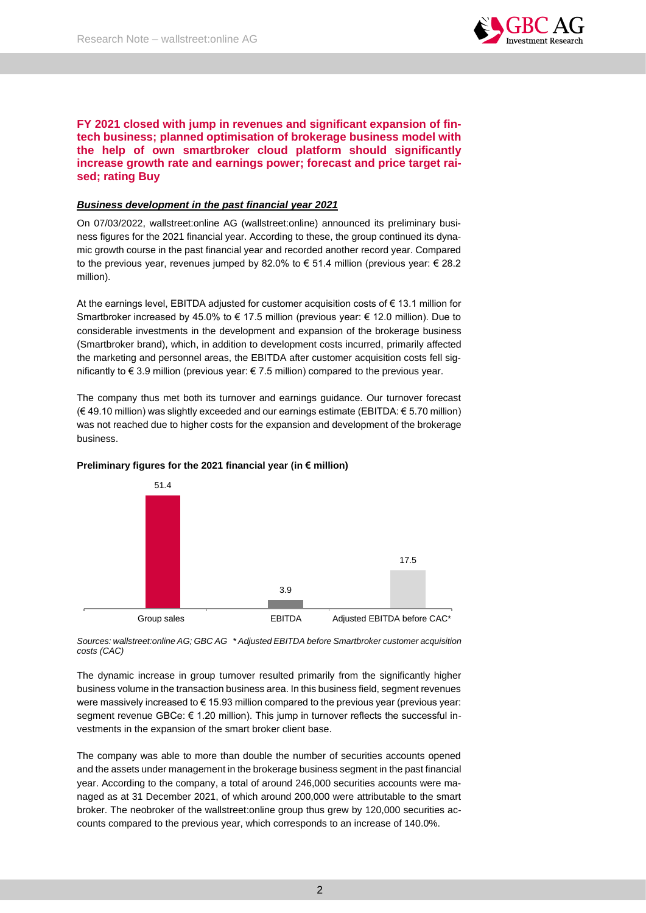**FY 2021 closed with jump in revenues and significant expansion of fintech business; planned optimisation of brokerage business model with the help of own smartbroker cloud platform should significantly increase growth rate and earnings power; forecast and price target raised; rating Buy**

***Business development in the past financial year 2021***

On 07/03/2022, wallstreet:online AG (wallstreet:online) announced its preliminary business figures for the 2021 financial year. According to these, the group continued its dynamic growth course in the past financial year and recorded another record year. Compared to the previous year, revenues jumped by 82.0% to € 51.4 million (previous year: € 28.2 million).

At the earnings level, EBITDA adjusted for customer acquisition costs of € 13.1 million for Smartbroker increased by 45.0% to € 17.5 million (previous year: € 12.0 million). Due to considerable investments in the development and expansion of the brokerage business (Smartbroker brand), which, in addition to development costs incurred, primarily affected the marketing and personnel areas, the EBITDA after customer acquisition costs fell significantly to € 3.9 million (previous year: € 7.5 million) compared to the previous year.

The company thus met both its turnover and earnings guidance. Our turnover forecast (€ 49.10 million) was slightly exceeded and our earnings estimate (EBITDA: € 5.70 million) was not reached due to higher costs for the expansion and development of the brokerage business.

**Preliminary figures for the 2021 financial year (in € million)**

| Group sales | EBITDA | Adjusted EBITDA before CAC* |
|---|---|---|
| 51.4 | 3.9 | 17.5 |

*Sources: wallstreet:online AG; GBC AG \* Adjusted EBITDA before Smartbroker customer acquisition costs (CAC)*

The dynamic increase in group turnover resulted primarily from the significantly higher business volume in the transaction business area. In this business field, segment revenues were massively increased to € 15.93 million compared to the previous year (previous year: segment revenue GBCe: € 1.20 million). This jump in turnover reflects the successful investments in the expansion of the smart broker client base.

The company was able to more than double the number of securities accounts opened and the assets under management in the brokerage business segment in the past financial year. According to the company, a total of around 246,000 securities accounts were managed as at 31 December 2021, of which around 200,000 were attributable to the smart broker. The neobroker of the wallstreet:online group thus grew by 120,000 securities accounts compared to the previous year, which corresponds to an increase of 140.0%.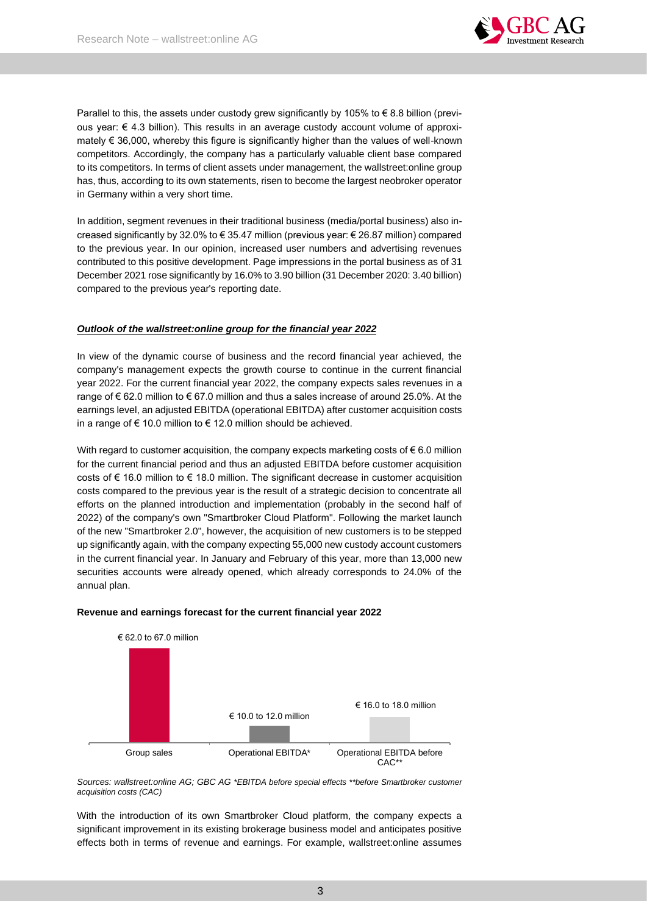Parallel to this, the assets under custody grew significantly by 105% to € 8.8 billion (previous year: € 4.3 billion). This results in an average custody account volume of approximately € 36,000, whereby this figure is significantly higher than the values of well-known competitors. Accordingly, the company has a particularly valuable client base compared to its competitors. In terms of client assets under management, the wallstreet:online group has, thus, according to its own statements, risen to become the largest neobroker operator in Germany within a very short time.

In addition, segment revenues in their traditional business (media/portal business) also increased significantly by 32.0% to € 35.47 million (previous year: € 26.87 million) compared to the previous year. In our opinion, increased user numbers and advertising revenues contributed to this positive development. Page impressions in the portal business as of 31 December 2021 rose significantly by 16.0% to 3.90 billion (31 December 2020: 3.40 billion) compared to the previous year's reporting date.

***Outlook of the wallstreet:online group for the financial year 2022***

In view of the dynamic course of business and the record financial year achieved, the company's management expects the growth course to continue in the current financial year 2022. For the current financial year 2022, the company expects sales revenues in a range of € 62.0 million to € 67.0 million and thus a sales increase of around 25.0%. At the earnings level, an adjusted EBITDA (operational EBITDA) after customer acquisition costs in a range of € 10.0 million to € 12.0 million should be achieved.

With regard to customer acquisition, the company expects marketing costs of € 6.0 million for the current financial period and thus an adjusted EBITDA before customer acquisition costs of € 16.0 million to € 18.0 million. The significant decrease in customer acquisition costs compared to the previous year is the result of a strategic decision to concentrate all efforts on the planned introduction and implementation (probably in the second half of 2022) of the company's own "Smartbroker Cloud Platform". Following the market launch of the new "Smartbroker 2.0", however, the acquisition of new customers is to be stepped up significantly again, with the company expecting 55,000 new custody account customers in the current financial year. In January and February of this year, more than 13,000 new securities accounts were already opened, which already corresponds to 24.0% of the annual plan.

**Revenue and earnings forecast for the current financial year 2022**

| Group sales | Operational EBITDA* | Operational EBITDA before CAC** |
|---|---|---|
| € 62.0 to 67.0 million | € 10.0 to 12.0 million | € 16.0 to 18.0 million |

*Sources: wallstreet:online AG; GBC AG *EBITDA before special effects **before Smartbroker customer acquisition costs (CAC)*

With the introduction of its own Smartbroker Cloud platform, the company expects a significant improvement in its existing brokerage business model and anticipates positive effects both in terms of revenue and earnings. For example, wallstreet:online assumes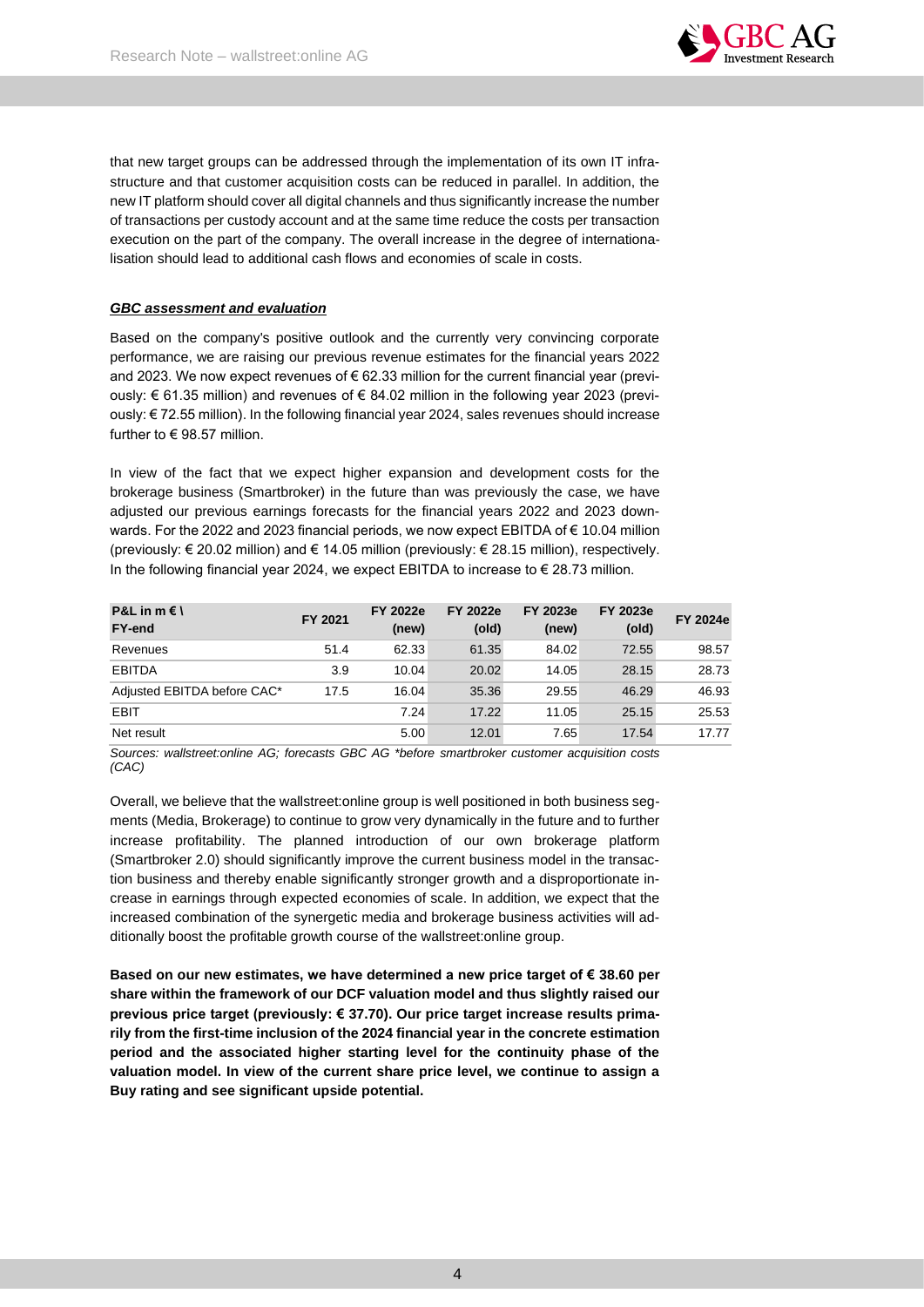that new target groups can be addressed through the implementation of its own IT infrastructure and that customer acquisition costs can be reduced in parallel. In addition, the new IT platform should cover all digital channels and thus significantly increase the number of transactions per custody account and at the same time reduce the costs per transaction execution on the part of the company. The overall increase in the degree of internationalisation should lead to additional cash flows and economies of scale in costs.

***GBC assessment and evaluation***

Based on the company's positive outlook and the currently very convincing corporate performance, we are raising our previous revenue estimates for the financial years 2022 and 2023. We now expect revenues of € 62.33 million for the current financial year (previously: € 61.35 million) and revenues of € 84.02 million in the following year 2023 (previously: € 72.55 million). In the following financial year 2024, sales revenues should increase further to € 98.57 million.

In view of the fact that we expect higher expansion and development costs for the brokerage business (Smartbroker) in the future than was previously the case, we have adjusted our previous earnings forecasts for the financial years 2022 and 2023 downwards. For the 2022 and 2023 financial periods, we now expect EBITDA of € 10.04 million (previously: € 20.02 million) and € 14.05 million (previously: € 28.15 million), respectively. In the following financial year 2024, we expect EBITDA to increase to € 28.73 million.

| P&L in m € \ FY-end | FY 2021 | FY 2022e (new) | FY 2022e (old) | FY 2023e (new) | FY 2023e (old) | FY 2024e |
|---|---|---|---|---|---|---|
| Revenues | 51.4 | 62.33 | 61.35 | 84.02 | 72.55 | 98.57 |
| EBITDA | 3.9 | 10.04 | 20.02 | 14.05 | 28.15 | 28.73 |
| Adjusted EBITDA before CAC* | 17.5 | 16.04 | 35.36 | 29.55 | 46.29 | 46.93 |
| EBIT | | 7.24 | 17.22 | 11.05 | 25.15 | 25.53 |
| Net result | | 5.00 | 12.01 | 7.65 | 17.54 | 17.77 |

*Sources: wallstreet:online AG; forecasts GBC AG *before smartbroker customer acquisition costs (CAC)*

Overall, we believe that the wallstreet:online group is well positioned in both business segments (Media, Brokerage) to continue to grow very dynamically in the future and to further increase profitability. The planned introduction of our own brokerage platform (Smartbroker 2.0) should significantly improve the current business model in the transaction business and thereby enable significantly stronger growth and a disproportionate increase in earnings through expected economies of scale. In addition, we expect that the increased combination of the synergetic media and brokerage business activities will additionally boost the profitable growth course of the wallstreet:online group.

**Based on our new estimates, we have determined a new price target of € 38.60 per share within the framework of our DCF valuation model and thus slightly raised our previous price target (previously: € 37.70). Our price target increase results primarily from the first-time inclusion of the 2024 financial year in the concrete estimation period and the associated higher starting level for the continuity phase of the valuation model. In view of the current share price level, we continue to assign a Buy rating and see significant upside potential.**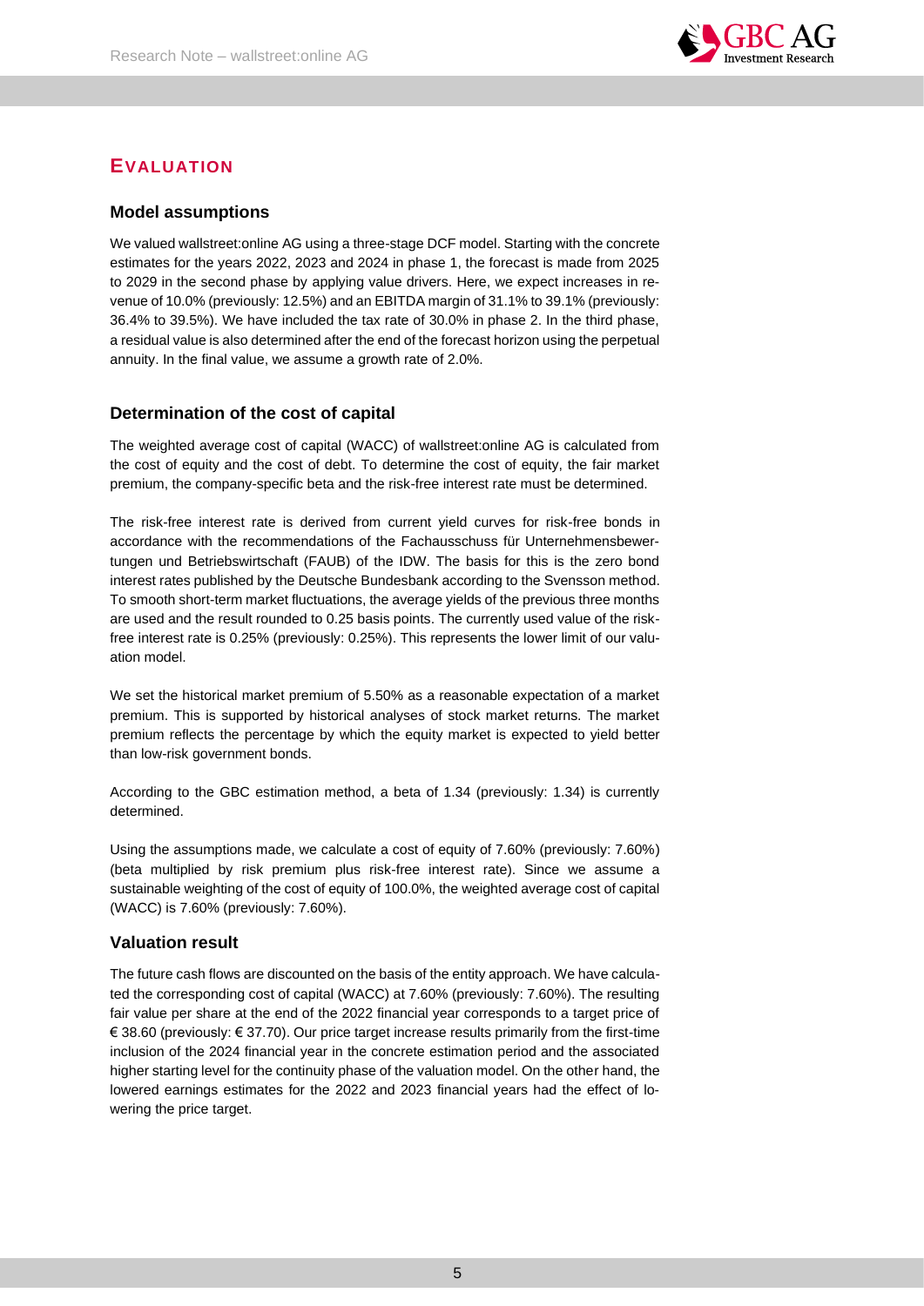## EVALUATION

### Model assumptions

We valued wallstreet:online AG using a three-stage DCF model. Starting with the concrete estimates for the years 2022, 2023 and 2024 in phase 1, the forecast is made from 2025 to 2029 in the second phase by applying value drivers. Here, we expect increases in revenue of 10.0% (previously: 12.5%) and an EBITDA margin of 31.1% to 39.1% (previously: 36.4% to 39.5%). We have included the tax rate of 30.0% in phase 2. In the third phase, a residual value is also determined after the end of the forecast horizon using the perpetual annuity. In the final value, we assume a growth rate of 2.0%.

### Determination of the cost of capital

The weighted average cost of capital (WACC) of wallstreet:online AG is calculated from the cost of equity and the cost of debt. To determine the cost of equity, the fair market premium, the company-specific beta and the risk-free interest rate must be determined.

The risk-free interest rate is derived from current yield curves for risk-free bonds in accordance with the recommendations of the Fachausschuss für Unternehmensbewertungen und Betriebswirtschaft (FAUB) of the IDW. The basis for this is the zero bond interest rates published by the Deutsche Bundesbank according to the Svensson method. To smooth short-term market fluctuations, the average yields of the previous three months are used and the result rounded to 0.25 basis points. The currently used value of the risk-free interest rate is 0.25% (previously: 0.25%). This represents the lower limit of our valuation model.

We set the historical market premium of 5.50% as a reasonable expectation of a market premium. This is supported by historical analyses of stock market returns. The market premium reflects the percentage by which the equity market is expected to yield better than low-risk government bonds.

According to the GBC estimation method, a beta of 1.34 (previously: 1.34) is currently determined.

Using the assumptions made, we calculate a cost of equity of 7.60% (previously: 7.60%) (beta multiplied by risk premium plus risk-free interest rate). Since we assume a sustainable weighting of the cost of equity of 100.0%, the weighted average cost of capital (WACC) is 7.60% (previously: 7.60%).

### Valuation result

The future cash flows are discounted on the basis of the entity approach. We have calculated the corresponding cost of capital (WACC) at 7.60% (previously: 7.60%). The resulting fair value per share at the end of the 2022 financial year corresponds to a target price of € 38.60 (previously: € 37.70). Our price target increase results primarily from the first-time inclusion of the 2024 financial year in the concrete estimation period and the associated higher starting level for the continuity phase of the valuation model. On the other hand, the lowered earnings estimates for the 2022 and 2023 financial years had the effect of lowering the price target.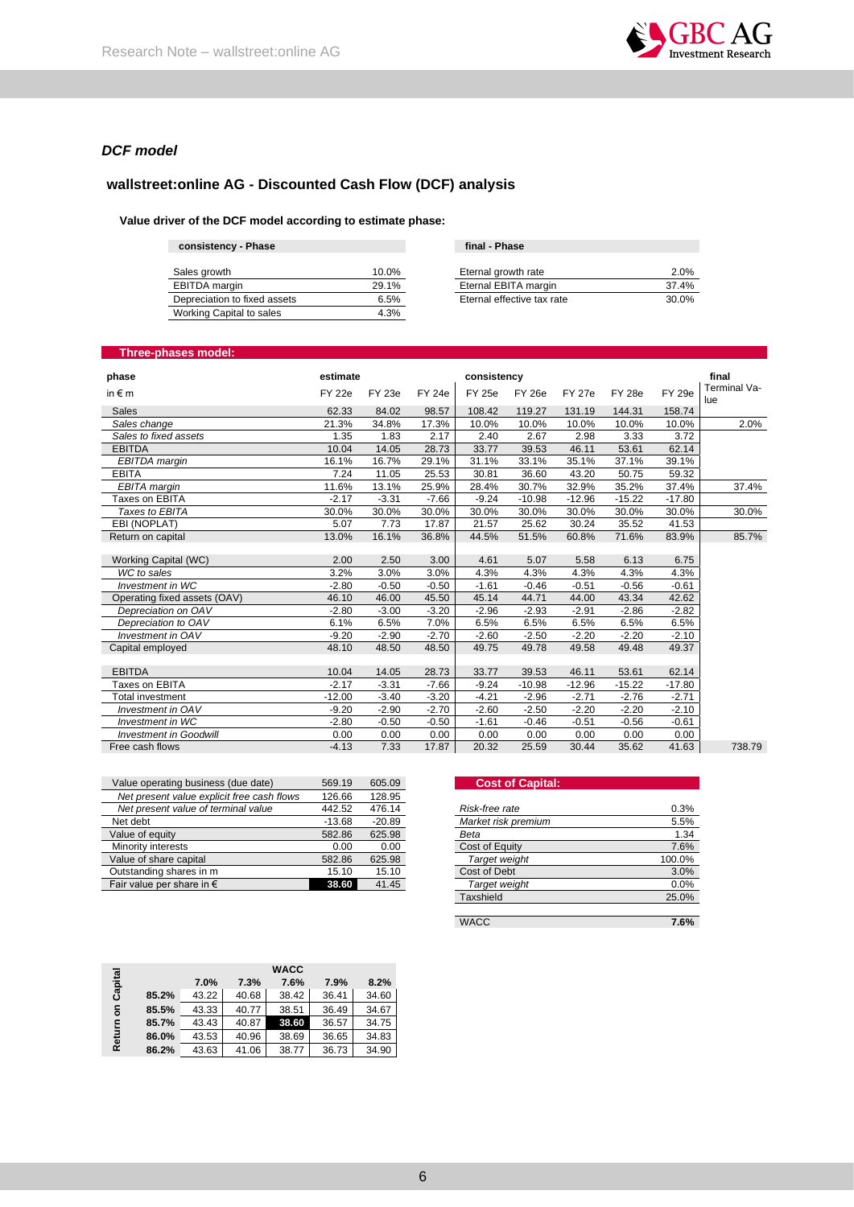### *DCF model*

## wallstreet:online AG - Discounted Cash Flow (DCF) analysis

**Value driver of the DCF model according to estimate phase:**

| consistency - Phase | |
|---|---|
| Sales growth | 10.0% |
| EBITDA margin | 29.1% |
| Depreciation to fixed assets | 6.5% |
| Working Capital to sales | 4.3% |

| final - Phase | |
|---|---|
| Eternal growth rate | 2.0% |
| Eternal EBITA margin | 37.4% |
| Eternal effective tax rate | 30.0% |

**Three-phases model:**

| phase | estimate | | | consistency | | | | | final |
|---|---|---|---|---|---|---|---|---|---|
| in € m | FY 22e | FY 23e | FY 24e | FY 25e | FY 26e | FY 27e | FY 28e | FY 29e | Terminal Value |
| Sales | 62.33 | 84.02 | 98.57 | 108.42 | 119.27 | 131.19 | 144.31 | 158.74 | |
| *Sales change* | 21.3% | 34.8% | 17.3% | 10.0% | 10.0% | 10.0% | 10.0% | 10.0% | 2.0% |
| *Sales to fixed assets* | 1.35 | 1.83 | 2.17 | 2.40 | 2.67 | 2.98 | 3.33 | 3.72 | |
| EBITDA | 10.04 | 14.05 | 28.73 | 33.77 | 39.53 | 46.11 | 53.61 | 62.14 | |
| *EBITDA margin* | 16.1% | 16.7% | 29.1% | 31.1% | 33.1% | 35.1% | 37.1% | 39.1% | |
| EBITA | 7.24 | 11.05 | 25.53 | 30.81 | 36.60 | 43.20 | 50.75 | 59.32 | |
| *EBITA margin* | 11.6% | 13.1% | 25.9% | 28.4% | 30.7% | 32.9% | 35.2% | 37.4% | 37.4% |
| Taxes on EBITA | -2.17 | -3.31 | -7.66 | -9.24 | -10.98 | -12.96 | -15.22 | -17.80 | |
| *Taxes to EBITA* | 30.0% | 30.0% | 30.0% | 30.0% | 30.0% | 30.0% | 30.0% | 30.0% | 30.0% |
| EBI (NOPLAT) | 5.07 | 7.73 | 17.87 | 21.57 | 25.62 | 30.24 | 35.52 | 41.53 | |
| Return on capital | 13.0% | 16.1% | 36.8% | 44.5% | 51.5% | 60.8% | 71.6% | 83.9% | 85.7% |
| | | | | | | | | | |
| Working Capital (WC) | 2.00 | 2.50 | 3.00 | 4.61 | 5.07 | 5.58 | 6.13 | 6.75 | |
| *WC to sales* | 3.2% | 3.0% | 3.0% | 4.3% | 4.3% | 4.3% | 4.3% | 4.3% | |
| *Investment in WC* | -2.80 | -0.50 | -0.50 | -1.61 | -0.46 | -0.51 | -0.56 | -0.61 | |
| Operating fixed assets (OAV) | 46.10 | 46.00 | 45.50 | 45.14 | 44.71 | 44.00 | 43.34 | 42.62 | |
| *Depreciation on OAV* | -2.80 | -3.00 | -3.20 | -2.96 | -2.93 | -2.91 | -2.86 | -2.82 | |
| *Depreciation to OAV* | 6.1% | 6.5% | 7.0% | 6.5% | 6.5% | 6.5% | 6.5% | 6.5% | |
| *Investment in OAV* | -9.20 | -2.90 | -2.70 | -2.60 | -2.50 | -2.20 | -2.20 | -2.10 | |
| Capital employed | 48.10 | 48.50 | 48.50 | 49.75 | 49.78 | 49.58 | 49.48 | 49.37 | |
| | | | | | | | | | |
| EBITDA | 10.04 | 14.05 | 28.73 | 33.77 | 39.53 | 46.11 | 53.61 | 62.14 | |
| Taxes on EBITA | -2.17 | -3.31 | -7.66 | -9.24 | -10.98 | -12.96 | -15.22 | -17.80 | |
| Total investment | -12.00 | -3.40 | -3.20 | -4.21 | -2.96 | -2.71 | -2.76 | -2.71 | |
| *Investment in OAV* | -9.20 | -2.90 | -2.70 | -2.60 | -2.50 | -2.20 | -2.20 | -2.10 | |
| *Investment in WC* | -2.80 | -0.50 | -0.50 | -1.61 | -0.46 | -0.51 | -0.56 | -0.61 | |
| *Investment in Goodwill* | 0.00 | 0.00 | 0.00 | 0.00 | 0.00 | 0.00 | 0.00 | 0.00 | |
| Free cash flows | -4.13 | 7.33 | 17.87 | 20.32 | 25.59 | 30.44 | 35.62 | 41.63 | 738.79 |

| Value operating business (due date) | 569.19 | 605.09 |
|---|---|---|
| *Net present value explicit free cash flows* | 126.66 | 128.95 |
| *Net present value of terminal value* | 442.52 | 476.14 |
| Net debt | -13.68 | -20.89 |
| Value of equity | 582.86 | 625.98 |
| Minority interests | 0.00 | 0.00 |
| Value of share capital | 582.86 | 625.98 |
| Outstanding shares in m | 15.10 | 15.10 |
| Fair value per share in € | **38.60** | 41.45 |

**Cost of Capital:**

| | |
|---|---|
| *Risk-free rate* | 0.3% |
| *Market risk premium* | 5.5% |
| *Beta* | 1.34 |
| Cost of Equity | 7.6% |
| *Target weight* | 100.0% |
| Cost of Debt | 3.0% |
| *Target weight* | 0.0% |
| Taxshield | 25.0% |
| | |
| WACC | **7.6%** |

| Return on Capital | WACC | | | | |
|---|---|---|---|---|---|
| | **7.0%** | **7.3%** | **7.6%** | **7.9%** | **8.2%** |
| **85.2%** | 43.22 | 40.68 | 38.42 | 36.41 | 34.60 |
| **85.5%** | 43.33 | 40.77 | 38.51 | 36.49 | 34.67 |
| **85.7%** | 43.43 | 40.87 | **38.60** | 36.57 | 34.75 |
| **86.0%** | 43.53 | 40.96 | 38.69 | 36.65 | 34.83 |
| **86.2%** | 43.63 | 41.06 | 38.77 | 36.73 | 34.90 |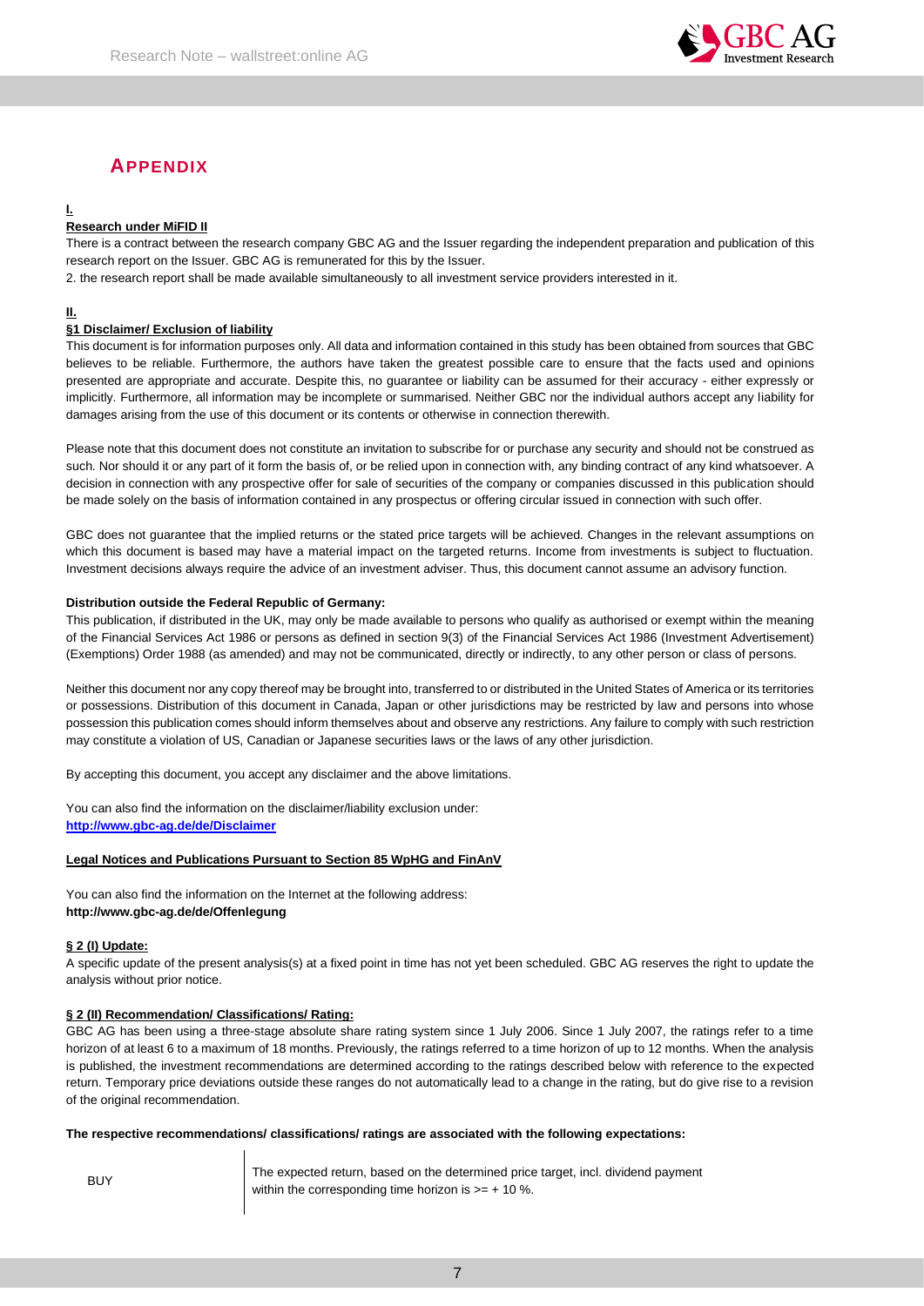# APPENDIX

**I.**

**Research under MiFID II**

There is a contract between the research company GBC AG and the Issuer regarding the independent preparation and publication of this research report on the Issuer. GBC AG is remunerated for this by the Issuer.

2. the research report shall be made available simultaneously to all investment service providers interested in it.

**II.**

**§1 Disclaimer/ Exclusion of liability**

This document is for information purposes only. All data and information contained in this study has been obtained from sources that GBC believes to be reliable. Furthermore, the authors have taken the greatest possible care to ensure that the facts used and opinions presented are appropriate and accurate. Despite this, no guarantee or liability can be assumed for their accuracy - either expressly or implicitly. Furthermore, all information may be incomplete or summarised. Neither GBC nor the individual authors accept any liability for damages arising from the use of this document or its contents or otherwise in connection therewith.

Please note that this document does not constitute an invitation to subscribe for or purchase any security and should not be construed as such. Nor should it or any part of it form the basis of, or be relied upon in connection with, any binding contract of any kind whatsoever. A decision in connection with any prospective offer for sale of securities of the company or companies discussed in this publication should be made solely on the basis of information contained in any prospectus or offering circular issued in connection with such offer.

GBC does not guarantee that the implied returns or the stated price targets will be achieved. Changes in the relevant assumptions on which this document is based may have a material impact on the targeted returns. Income from investments is subject to fluctuation. Investment decisions always require the advice of an investment adviser. Thus, this document cannot assume an advisory function.

**Distribution outside the Federal Republic of Germany:**

This publication, if distributed in the UK, may only be made available to persons who qualify as authorised or exempt within the meaning of the Financial Services Act 1986 or persons as defined in section 9(3) of the Financial Services Act 1986 (Investment Advertisement) (Exemptions) Order 1988 (as amended) and may not be communicated, directly or indirectly, to any other person or class of persons.

Neither this document nor any copy thereof may be brought into, transferred to or distributed in the United States of America or its territories or possessions. Distribution of this document in Canada, Japan or other jurisdictions may be restricted by law and persons into whose possession this publication comes should inform themselves about and observe any restrictions. Any failure to comply with such restriction may constitute a violation of US, Canadian or Japanese securities laws or the laws of any other jurisdiction.

By accepting this document, you accept any disclaimer and the above limitations.

You can also find the information on the disclaimer/liability exclusion under:
**http://www.gbc-ag.de/de/Disclaimer**

**Legal Notices and Publications Pursuant to Section 85 WpHG and FinAnV**

You can also find the information on the Internet at the following address:
**http://www.gbc-ag.de/de/Offenlegung**

**§ 2 (I) Update:**

A specific update of the present analysis(s) at a fixed point in time has not yet been scheduled. GBC AG reserves the right to update the analysis without prior notice.

**§ 2 (II) Recommendation/ Classifications/ Rating:**

GBC AG has been using a three-stage absolute share rating system since 1 July 2006. Since 1 July 2007, the ratings refer to a time horizon of at least 6 to a maximum of 18 months. Previously, the ratings referred to a time horizon of up to 12 months. When the analysis is published, the investment recommendations are determined according to the ratings described below with reference to the expected return. Temporary price deviations outside these ranges do not automatically lead to a change in the rating, but do give rise to a revision of the original recommendation.

**The respective recommendations/ classifications/ ratings are associated with the following expectations:**

| | |
|---|---|
| BUY | The expected return, based on the determined price target, incl. dividend payment within the corresponding time horizon is >= + 10 %. |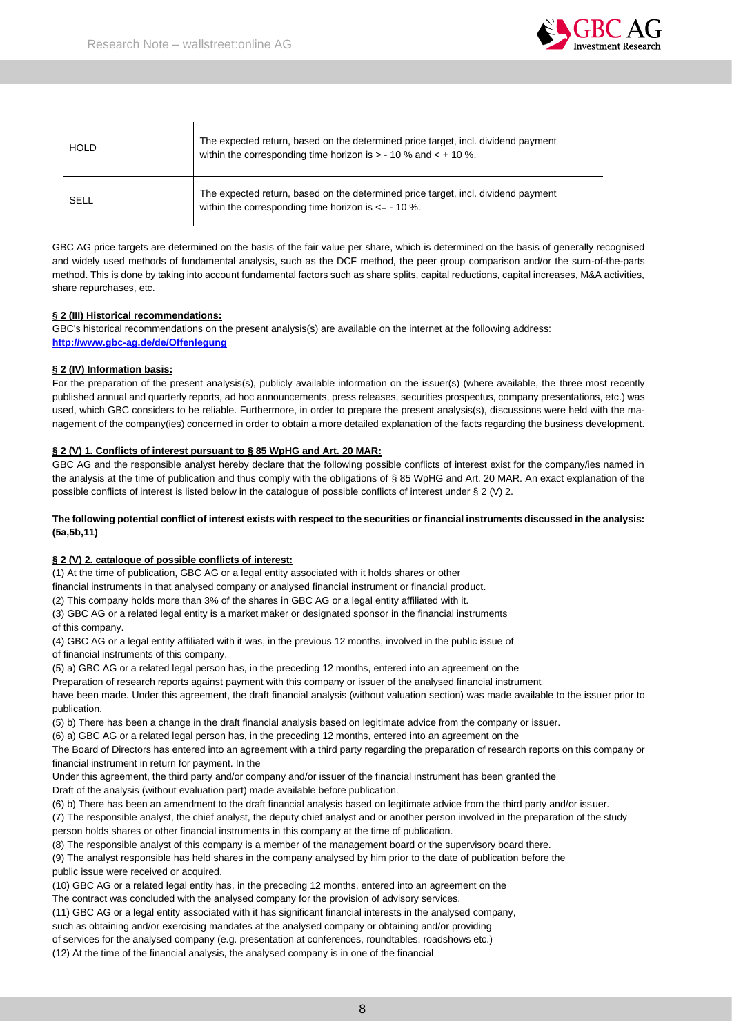| | |
|---|---|
| HOLD | The expected return, based on the determined price target, incl. dividend payment within the corresponding time horizon is > - 10 % and < + 10 %. |
| SELL | The expected return, based on the determined price target, incl. dividend payment within the corresponding time horizon is <= - 10 %. |

GBC AG price targets are determined on the basis of the fair value per share, which is determined on the basis of generally recognised and widely used methods of fundamental analysis, such as the DCF method, the peer group comparison and/or the sum-of-the-parts method. This is done by taking into account fundamental factors such as share splits, capital reductions, capital increases, M&A activities, share repurchases, etc.

**§ 2 (III) Historical recommendations:**

GBC's historical recommendations on the present analysis(s) are available on the internet at the following address:
**http://www.gbc-ag.de/de/Offenlegung**

**§ 2 (IV) Information basis:**

For the preparation of the present analysis(s), publicly available information on the issuer(s) (where available, the three most recently published annual and quarterly reports, ad hoc announcements, press releases, securities prospectus, company presentations, etc.) was used, which GBC considers to be reliable. Furthermore, in order to prepare the present analysis(s), discussions were held with the management of the company(ies) concerned in order to obtain a more detailed explanation of the facts regarding the business development.

**§ 2 (V) 1. Conflicts of interest pursuant to § 85 WpHG and Art. 20 MAR:**

GBC AG and the responsible analyst hereby declare that the following possible conflicts of interest exist for the company/ies named in the analysis at the time of publication and thus comply with the obligations of § 85 WpHG and Art. 20 MAR. An exact explanation of the possible conflicts of interest is listed below in the catalogue of possible conflicts of interest under § 2 (V) 2.

**The following potential conflict of interest exists with respect to the securities or financial instruments discussed in the analysis: (5a,5b,11)**

**§ 2 (V) 2. catalogue of possible conflicts of interest:**

(1) At the time of publication, GBC AG or a legal entity associated with it holds shares or other financial instruments in that analysed company or analysed financial instrument or financial product.

(2) This company holds more than 3% of the shares in GBC AG or a legal entity affiliated with it.

(3) GBC AG or a related legal entity is a market maker or designated sponsor in the financial instruments of this company.

(4) GBC AG or a legal entity affiliated with it was, in the previous 12 months, involved in the public issue of of financial instruments of this company.

(5) a) GBC AG or a related legal person has, in the preceding 12 months, entered into an agreement on the Preparation of research reports against payment with this company or issuer of the analysed financial instrument have been made. Under this agreement, the draft financial analysis (without valuation section) was made available to the issuer prior to publication.

(5) b) There has been a change in the draft financial analysis based on legitimate advice from the company or issuer.

(6) a) GBC AG or a related legal person has, in the preceding 12 months, entered into an agreement on the The Board of Directors has entered into an agreement with a third party regarding the preparation of research reports on this company or financial instrument in return for payment. In the Under this agreement, the third party and/or company and/or issuer of the financial instrument has been granted the Draft of the analysis (without evaluation part) made available before publication.

(6) b) There has been an amendment to the draft financial analysis based on legitimate advice from the third party and/or issuer.

(7) The responsible analyst, the chief analyst, the deputy chief analyst and or another person involved in the preparation of the study person holds shares or other financial instruments in this company at the time of publication.

(8) The responsible analyst of this company is a member of the management board or the supervisory board there.

(9) The analyst responsible has held shares in the company analysed by him prior to the date of publication before the public issue were received or acquired.

(10) GBC AG or a related legal entity has, in the preceding 12 months, entered into an agreement on the The contract was concluded with the analysed company for the provision of advisory services.

(11) GBC AG or a legal entity associated with it has significant financial interests in the analysed company, such as obtaining and/or exercising mandates at the analysed company or obtaining and/or providing of services for the analysed company (e.g. presentation at conferences, roundtables, roadshows etc.)

(12) At the time of the financial analysis, the analysed company is in one of the financial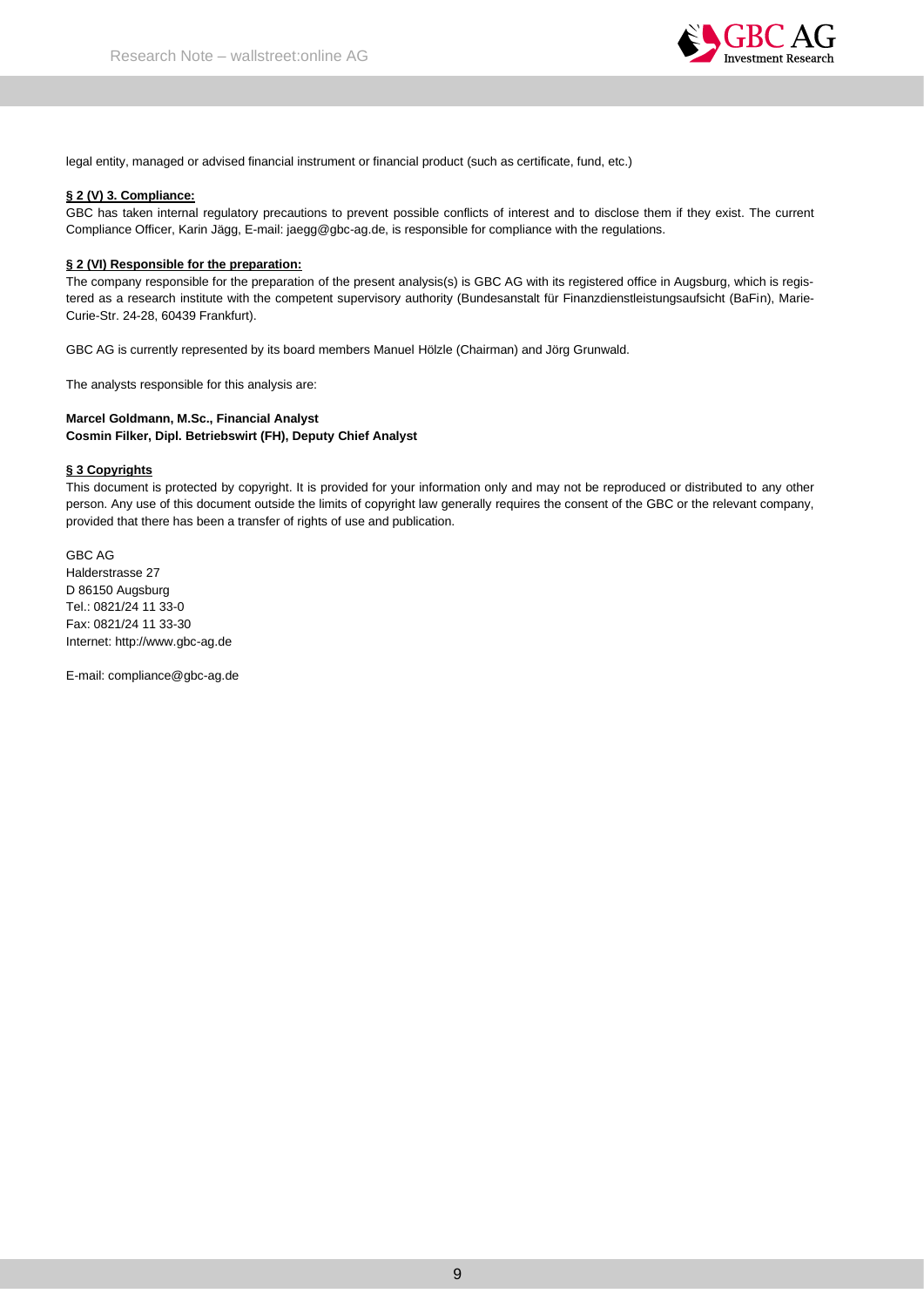legal entity, managed or advised financial instrument or financial product (such as certificate, fund, etc.)

**§ 2 (V) 3. Compliance:**

GBC has taken internal regulatory precautions to prevent possible conflicts of interest and to disclose them if they exist. The current Compliance Officer, Karin Jägg, E-mail: jaegg@gbc-ag.de, is responsible for compliance with the regulations.

**§ 2 (VI) Responsible for the preparation:**

The company responsible for the preparation of the present analysis(s) is GBC AG with its registered office in Augsburg, which is registered as a research institute with the competent supervisory authority (Bundesanstalt für Finanzdienstleistungsaufsicht (BaFin), Marie-Curie-Str. 24-28, 60439 Frankfurt).

GBC AG is currently represented by its board members Manuel Hölzle (Chairman) and Jörg Grunwald.

The analysts responsible for this analysis are:

**Marcel Goldmann, M.Sc., Financial Analyst**
**Cosmin Filker, Dipl. Betriebswirt (FH), Deputy Chief Analyst**

**§ 3 Copyrights**

This document is protected by copyright. It is provided for your information only and may not be reproduced or distributed to any other person. Any use of this document outside the limits of copyright law generally requires the consent of the GBC or the relevant company, provided that there has been a transfer of rights of use and publication.

GBC AG
Halderstrasse 27
D 86150 Augsburg
Tel.: 0821/24 11 33-0
Fax: 0821/24 11 33-30
Internet: http://www.gbc-ag.de

E-mail: compliance@gbc-ag.de